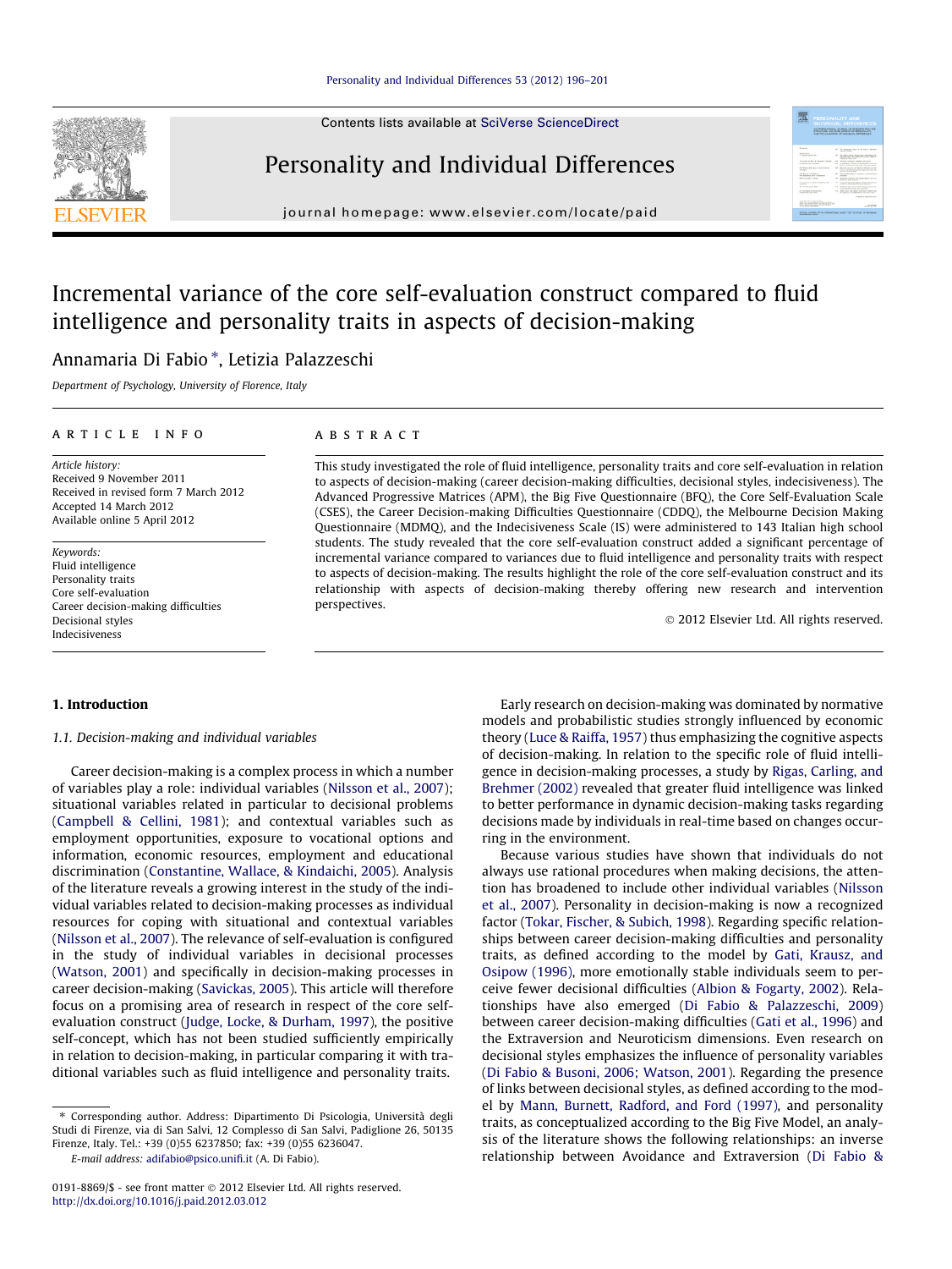# Incremental variance of the core self-evaluation construct compared to fluid intelligence and personality traits in aspects of decision-making

Annamaria Di Fabio *, Letizia Palazzeschi

*Department of Psychology, University of Florence, Italy*

## ARTICLE INFO

*Article history:*
Received 9 November 2011
Received in revised form 7 March 2012
Accepted 14 March 2012
Available online 5 April 2012

*Keywords:*
Fluid intelligence
Personality traits
Core self-evaluation
Career decision-making difficulties
Decisional styles
Indecisiveness

## ABSTRACT

This study investigated the role of fluid intelligence, personality traits and core self-evaluation in relation to aspects of decision-making (career decision-making difficulties, decisional styles, indecisiveness). The Advanced Progressive Matrices (APM), the Big Five Questionnaire (BFQ), the Core Self-Evaluation Scale (CSES), the Career Decision-making Difficulties Questionnaire (CDDQ), the Melbourne Decision Making Questionnaire (MDMQ), and the Indecisiveness Scale (IS) were administered to 143 Italian high school students. The study revealed that the core self-evaluation construct added a significant percentage of incremental variance compared to variances due to fluid intelligence and personality traits with respect to aspects of decision-making. The results highlight the role of the core self-evaluation construct and its relationship with aspects of decision-making thereby offering new research and intervention perspectives.

© 2012 Elsevier Ltd. All rights reserved.

## 1. Introduction

### 1.1. Decision-making and individual variables

Career decision-making is a complex process in which a number of variables play a role: individual variables (Nilsson et al., 2007); situational variables related in particular to decisional problems (Campbell & Cellini, 1981); and contextual variables such as employment opportunities, exposure to vocational options and information, economic resources, employment and educational discrimination (Constantine, Wallace, & Kindaichi, 2005). Analysis of the literature reveals a growing interest in the study of the individual variables related to decision-making processes as individual resources for coping with situational and contextual variables (Nilsson et al., 2007). The relevance of self-evaluation is configured in the study of individual variables in decisional processes (Watson, 2001) and specifically in decision-making processes in career decision-making (Savickas, 2005). This article will therefore focus on a promising area of research in respect of the core self-evaluation construct (Judge, Locke, & Durham, 1997), the positive self-concept, which has not been studied sufficiently empirically in relation to decision-making, in particular comparing it with traditional variables such as fluid intelligence and personality traits.

Early research on decision-making was dominated by normative models and probabilistic studies strongly influenced by economic theory (Luce & Raiffa, 1957) thus emphasizing the cognitive aspects of decision-making. In relation to the specific role of fluid intelligence in decision-making processes, a study by Rigas, Carling, and Brehmer (2002) revealed that greater fluid intelligence was linked to better performance in dynamic decision-making tasks regarding decisions made by individuals in real-time based on changes occurring in the environment.

Because various studies have shown that individuals do not always use rational procedures when making decisions, the attention has broadened to include other individual variables (Nilsson et al., 2007). Personality in decision-making is now a recognized factor (Tokar, Fischer, & Subich, 1998). Regarding specific relationships between career decision-making difficulties and personality traits, as defined according to the model by Gati, Krausz, and Osipow (1996), more emotionally stable individuals seem to perceive fewer decisional difficulties (Albion & Fogarty, 2002). Relationships have also emerged (Di Fabio & Palazzeschi, 2009) between career decision-making difficulties (Gati et al., 1996) and the Extraversion and Neuroticism dimensions. Even research on decisional styles emphasizes the influence of personality variables (Di Fabio & Busoni, 2006; Watson, 2001). Regarding the presence of links between decisional styles, as defined according to the model by Mann, Burnett, Radford, and Ford (1997), and personality traits, as conceptualized according to the Big Five Model, an analysis of the literature shows the following relationships: an inverse relationship between Avoidance and Extraversion (Di Fabio &

---

* Corresponding author. Address: Dipartimento Di Psicologia, Università degli Studi di Firenze, via di San Salvi, 12 Complesso di San Salvi, Padiglione 26, 50135 Firenze, Italy. Tel.: +39 (0)55 6237850; fax: +39 (0)55 6236047.

*E-mail address:* adifabio@psico.unifi.it (A. Di Fabio).

0191-8869/$ - see front matter © 2012 Elsevier Ltd. All rights reserved.
http://dx.doi.org/10.1016/j.paid.2012.03.012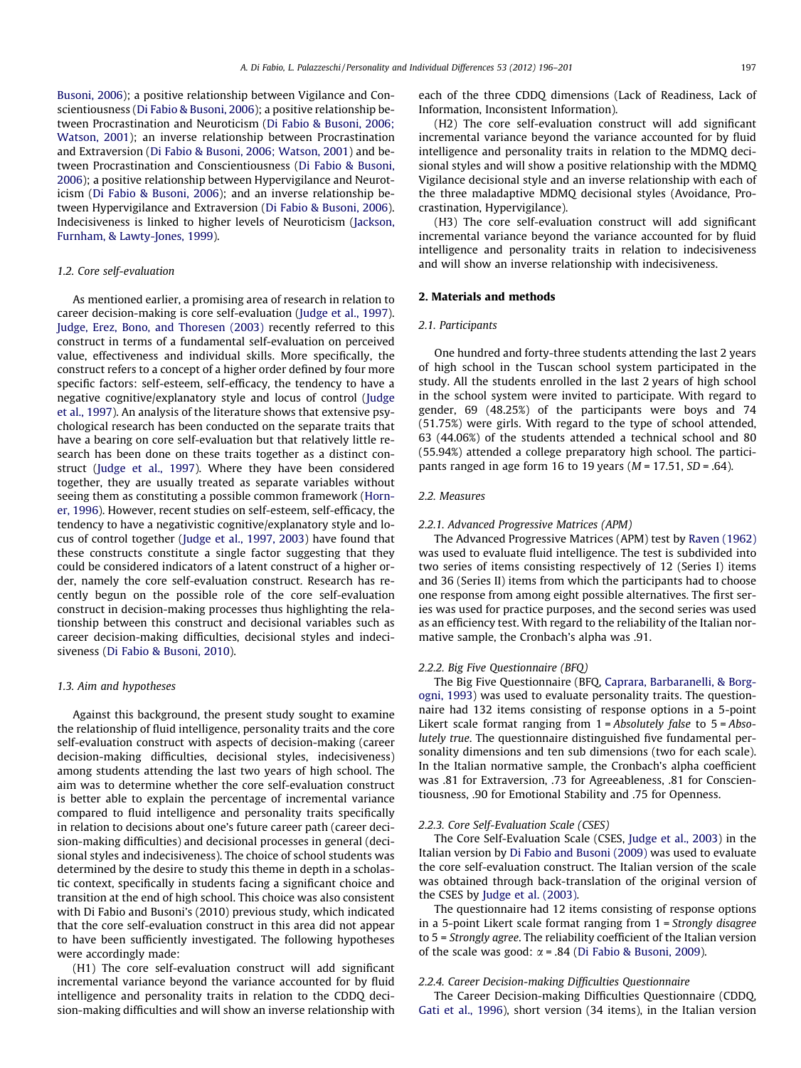Busoni, 2006); a positive relationship between Vigilance and Conscientiousness (Di Fabio & Busoni, 2006); a positive relationship between Procrastination and Neuroticism (Di Fabio & Busoni, 2006; Watson, 2001); an inverse relationship between Procrastination and Extraversion (Di Fabio & Busoni, 2006; Watson, 2001) and between Procrastination and Conscientiousness (Di Fabio & Busoni, 2006); a positive relationship between Hypervigilance and Neuroticism (Di Fabio & Busoni, 2006); and an inverse relationship between Hypervigilance and Extraversion (Di Fabio & Busoni, 2006). Indecisiveness is linked to higher levels of Neuroticism (Jackson, Furnham, & Lawty-Jones, 1999).

### 1.2. Core self-evaluation

As mentioned earlier, a promising area of research in relation to career decision-making is core self-evaluation (Judge et al., 1997). Judge, Erez, Bono, and Thoresen (2003) recently referred to this construct in terms of a fundamental self-evaluation on perceived value, effectiveness and individual skills. More specifically, the construct refers to a concept of a higher order defined by four more specific factors: self-esteem, self-efficacy, the tendency to have a negative cognitive/explanatory style and locus of control (Judge et al., 1997). An analysis of the literature shows that extensive psychological research has been conducted on the separate traits that have a bearing on core self-evaluation but that relatively little research has been done on these traits together as a distinct construct (Judge et al., 1997). Where they have been considered together, they are usually treated as separate variables without seeing them as constituting a possible common framework (Horner, 1996). However, recent studies on self-esteem, self-efficacy, the tendency to have a negativistic cognitive/explanatory style and locus of control together (Judge et al., 1997, 2003) have found that these constructs constitute a single factor suggesting that they could be considered indicators of a latent construct of a higher order, namely the core self-evaluation construct. Research has recently begun on the possible role of the core self-evaluation construct in decision-making processes thus highlighting the relationship between this construct and decisional variables such as career decision-making difficulties, decisional styles and indecisiveness (Di Fabio & Busoni, 2010).

### 1.3. Aim and hypotheses

Against this background, the present study sought to examine the relationship of fluid intelligence, personality traits and the core self-evaluation construct with aspects of decision-making (career decision-making difficulties, decisional styles, indecisiveness) among students attending the last two years of high school. The aim was to determine whether the core self-evaluation construct is better able to explain the percentage of incremental variance compared to fluid intelligence and personality traits specifically in relation to decisions about one's future career path (career decision-making difficulties) and decisional processes in general (decisional styles and indecisiveness). The choice of school students was determined by the desire to study this theme in depth in a scholastic context, specifically in students facing a significant choice and transition at the end of high school. This choice was also consistent with Di Fabio and Busoni's (2010) previous study, which indicated that the core self-evaluation construct in this area did not appear to have been sufficiently investigated. The following hypotheses were accordingly made:

(H1) The core self-evaluation construct will add significant incremental variance beyond the variance accounted for by fluid intelligence and personality traits in relation to the CDDQ decision-making difficulties and will show an inverse relationship with each of the three CDDQ dimensions (Lack of Readiness, Lack of Information, Inconsistent Information).

(H2) The core self-evaluation construct will add significant incremental variance beyond the variance accounted for by fluid intelligence and personality traits in relation to the MDMQ decisional styles and will show a positive relationship with the MDMQ Vigilance decisional style and an inverse relationship with each of the three maladaptive MDMQ decisional styles (Avoidance, Procrastination, Hypervigilance).

(H3) The core self-evaluation construct will add significant incremental variance beyond the variance accounted for by fluid intelligence and personality traits in relation to indecisiveness and will show an inverse relationship with indecisiveness.

## 2. Materials and methods

### 2.1. Participants

One hundred and forty-three students attending the last 2 years of high school in the Tuscan school system participated in the study. All the students enrolled in the last 2 years of high school in the school system were invited to participate. With regard to gender, 69 (48.25%) of the participants were boys and 74 (51.75%) were girls. With regard to the type of school attended, 63 (44.06%) of the students attended a technical school and 80 (55.94%) attended a college preparatory high school. The participants ranged in age form 16 to 19 years ($M = 17.51$, $SD = .64$).

### 2.2. Measures

#### 2.2.1. Advanced Progressive Matrices (APM)

The Advanced Progressive Matrices (APM) test by Raven (1962) was used to evaluate fluid intelligence. The test is subdivided into two series of items consisting respectively of 12 (Series I) items and 36 (Series II) items from which the participants had to choose one response from among eight possible alternatives. The first series was used for practice purposes, and the second series was used as an efficiency test. With regard to the reliability of the Italian normative sample, the Cronbach's alpha was .91.

#### 2.2.2. Big Five Questionnaire (BFQ)

The Big Five Questionnaire (BFQ, Caprara, Barbaranelli, & Borgogni, 1993) was used to evaluate personality traits. The questionnaire had 132 items consisting of response options in a 5-point Likert scale format ranging from 1 = *Absolutely false* to 5 = *Absolutely true*. The questionnaire distinguished five fundamental personality dimensions and ten sub dimensions (two for each scale). In the Italian normative sample, the Cronbach's alpha coefficient was .81 for Extraversion, .73 for Agreeableness, .81 for Conscientiousness, .90 for Emotional Stability and .75 for Openness.

#### 2.2.3. Core Self-Evaluation Scale (CSES)

The Core Self-Evaluation Scale (CSES, Judge et al., 2003) in the Italian version by Di Fabio and Busoni (2009) was used to evaluate the core self-evaluation construct. The Italian version of the scale was obtained through back-translation of the original version of the CSES by Judge et al. (2003).

The questionnaire had 12 items consisting of response options in a 5-point Likert scale format ranging from 1 = *Strongly disagree* to 5 = *Strongly agree*. The reliability coefficient of the Italian version of the scale was good: $\alpha = .84$ (Di Fabio & Busoni, 2009).

#### 2.2.4. Career Decision-making Difficulties Questionnaire

The Career Decision-making Difficulties Questionnaire (CDDQ, Gati et al., 1996), short version (34 items), in the Italian version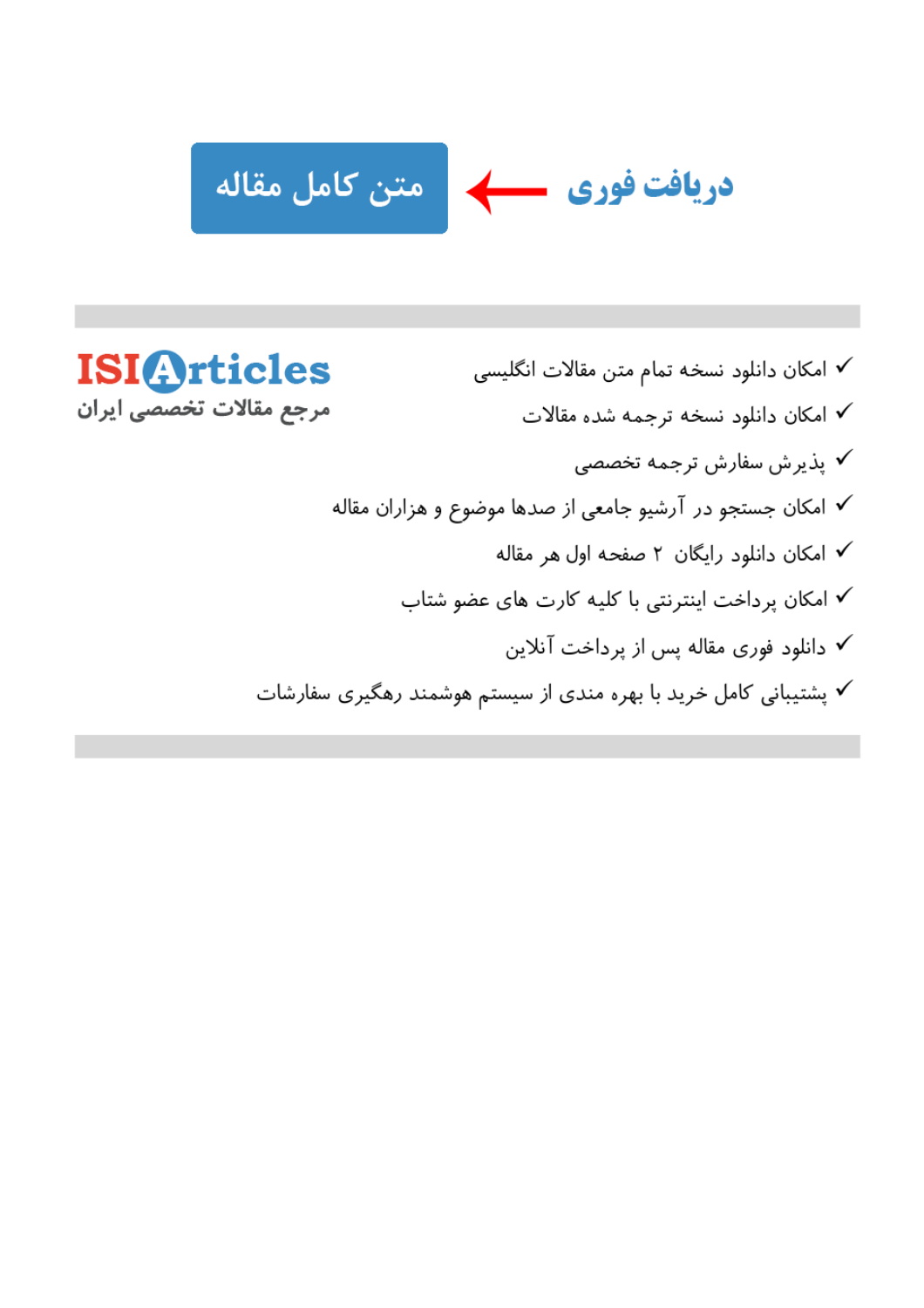دریافت فوری ← متن کامل مقاله

ISIArticles
مرجع مقالات تخصصی ایران

- ✓ امکان دانلود نسخه تمام متن مقالات انگلیسی
- ✓ امکان دانلود نسخه ترجمه شده مقالات
- ✓ پذیرش سفارش ترجمه تخصصی
- ✓ امکان جستجو در آرشیو جامعی از صدها موضوع و هزاران مقاله
- ✓ امکان دانلود رایگان ۲ صفحه اول هر مقاله
- ✓ امکان پرداخت اینترنتی با کلیه کارت های عضو شتاب
- ✓ دانلود فوری مقاله پس از پرداخت آنلاین
- ✓ پشتیبانی کامل خرید با بهره مندی از سیستم هوشمند رهگیری سفارشات